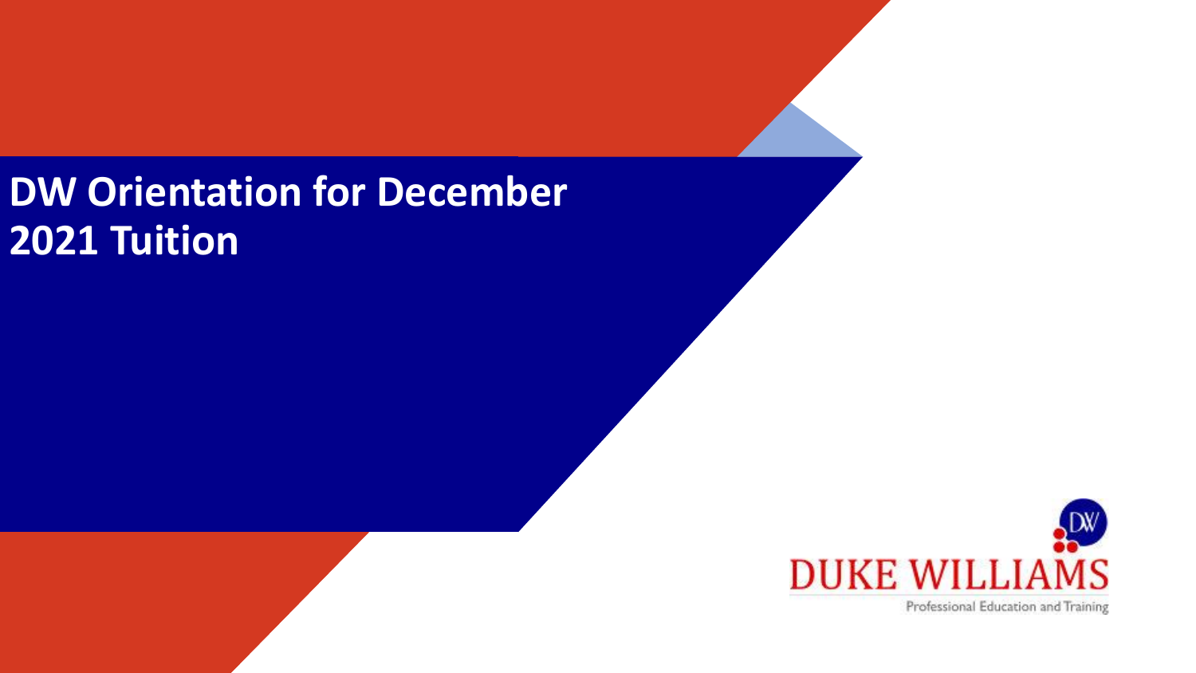# DW Orientation for December 2021 Tuition

DUKE WILLIAMS

Professional Education and Training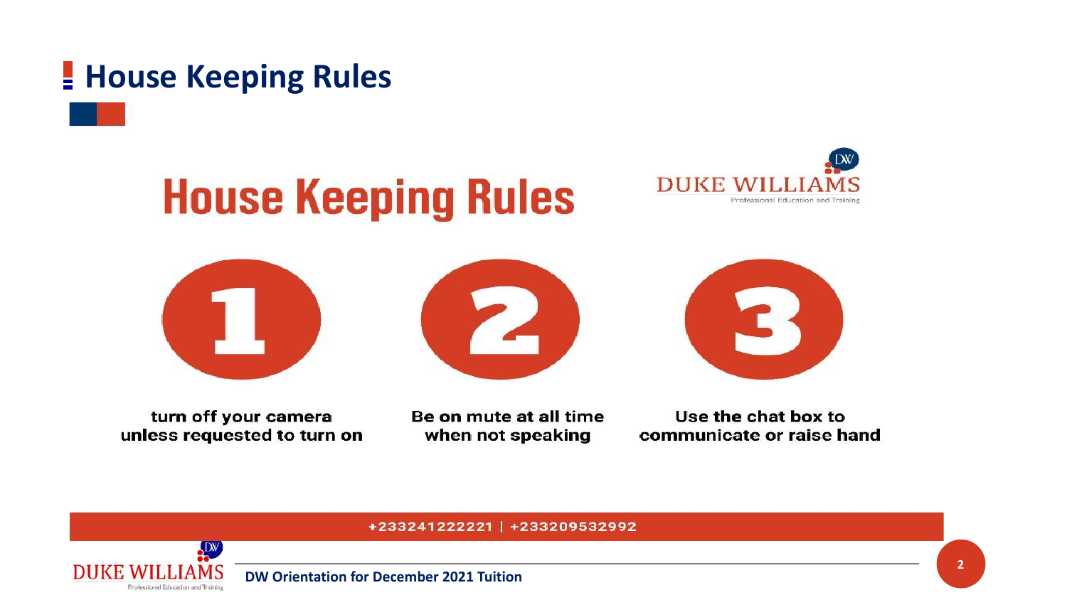# House Keeping Rules

## House Keeping Rules

DUKE WILLIAMS
Professional Education and Training

1. turn off your camera unless requested to turn on
2. Be on mute at all time when not speaking
3. Use the chat box to communicate or raise hand

+233241222221 | +233209532992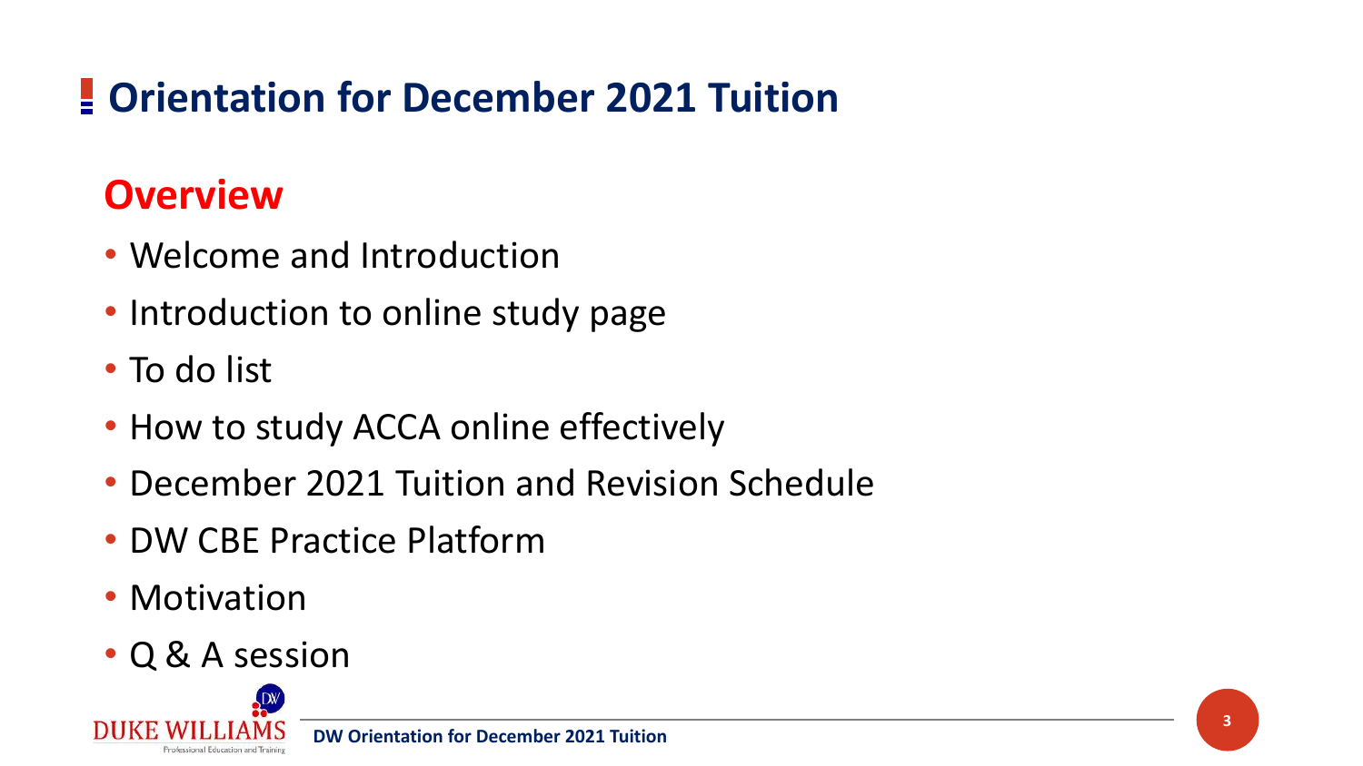# Orientation for December 2021 Tuition

## Overview

- Welcome and Introduction
- Introduction to online study page
- To do list
- How to study ACCA online effectively
- December 2021 Tuition and Revision Schedule
- DW CBE Practice Platform
- Motivation
- Q & A session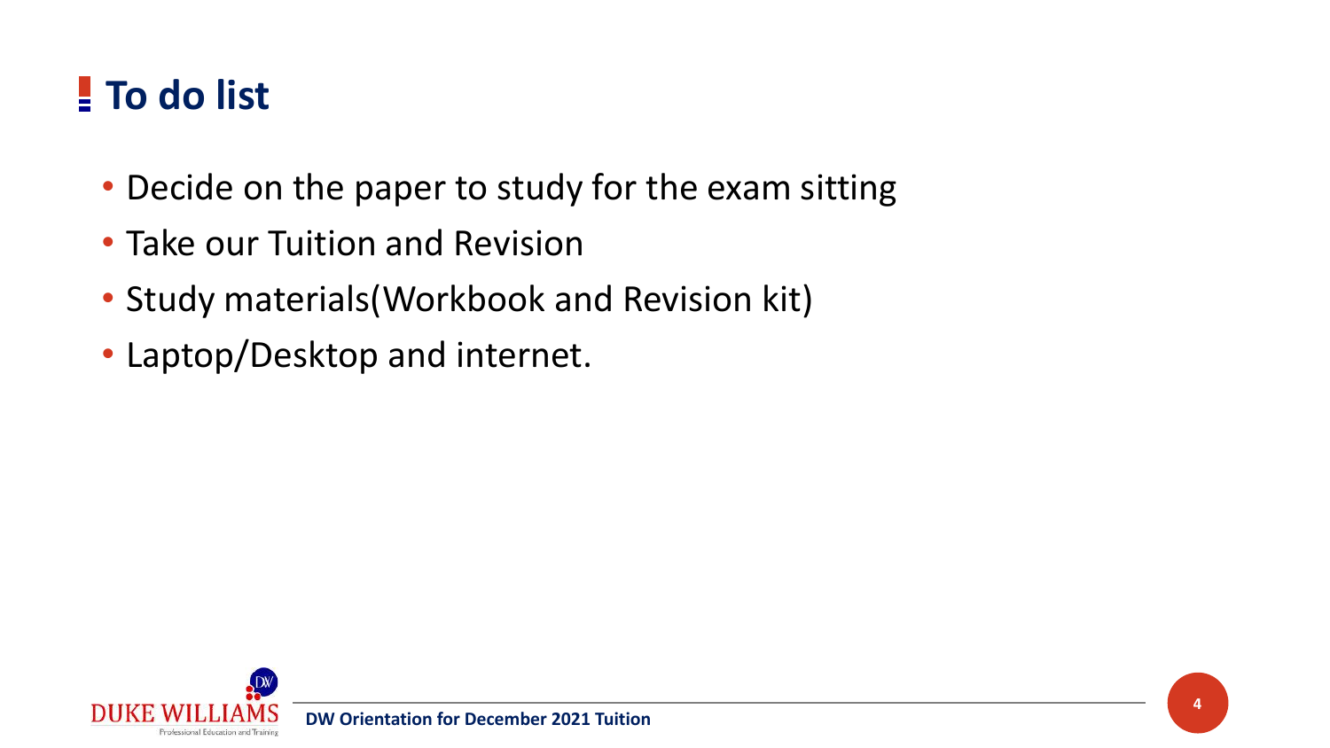# To do list

- Decide on the paper to study for the exam sitting
- Take our Tuition and Revision
- Study materials(Workbook and Revision kit)
- Laptop/Desktop and internet.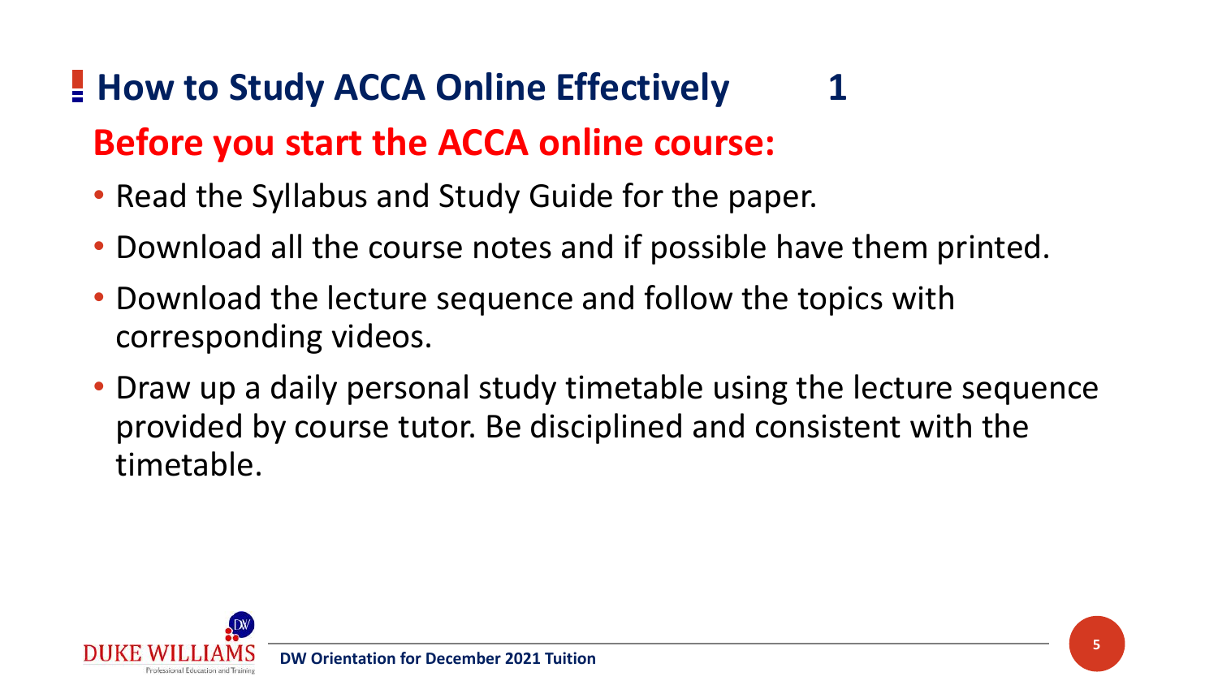# How to Study ACCA Online Effectively 1

## Before you start the ACCA online course:

- Read the Syllabus and Study Guide for the paper.
- Download all the course notes and if possible have them printed.
- Download the lecture sequence and follow the topics with corresponding videos.
- Draw up a daily personal study timetable using the lecture sequence provided by course tutor. Be disciplined and consistent with the timetable.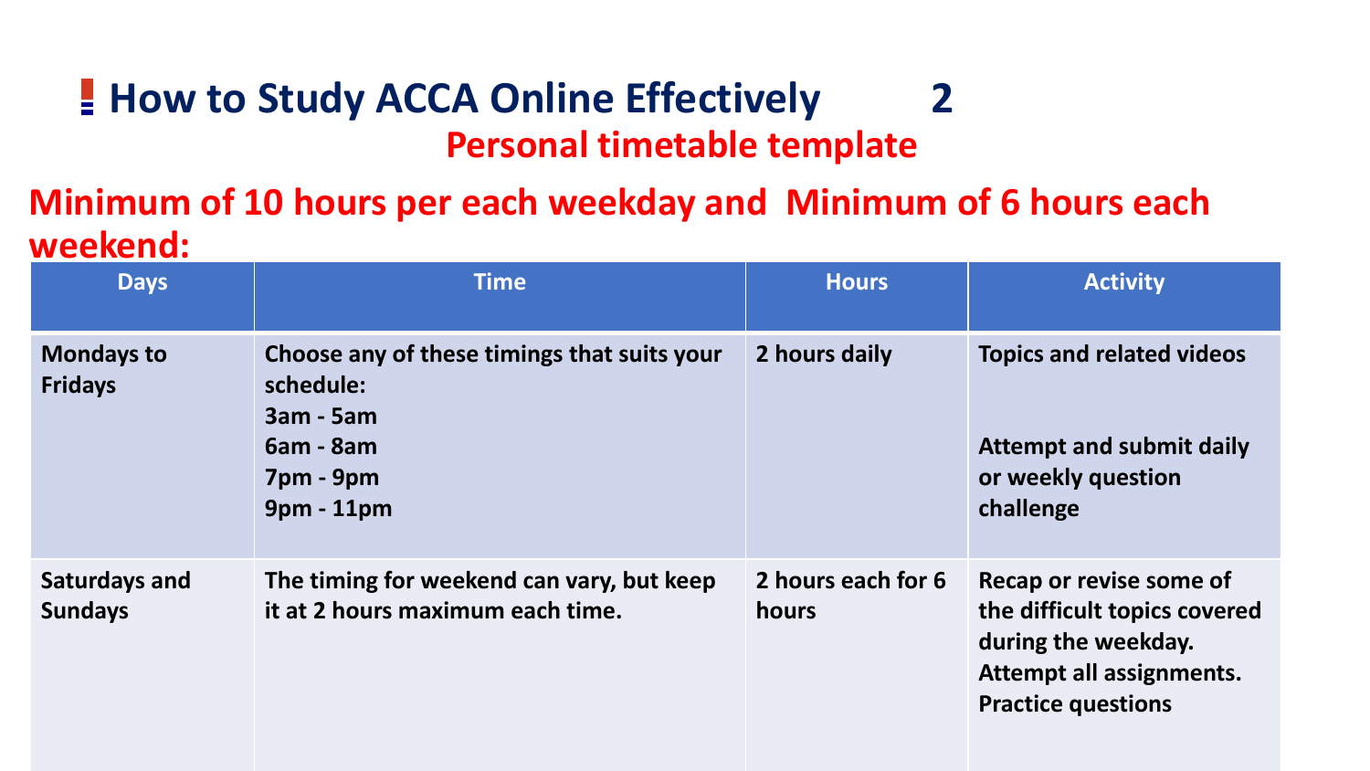# How to Study ACCA Online Effectively 2

## Personal timetable template

## Minimum of 10 hours per each weekday and Minimum of 6 hours each weekend:

| Days | Time | Hours | Activity |
|---|---|---|---|
| **Mondays to Fridays** | **Choose any of these timings that suits your schedule:**<br>**3am - 5am**<br>**6am - 8am**<br>**7pm - 9pm**<br>**9pm - 11pm** | **2 hours daily** | **Topics and related videos**<br><br>**Attempt and submit daily or weekly question challenge** |
| **Saturdays and Sundays** | **The timing for weekend can vary, but keep it at 2 hours maximum each time.** | **2 hours each for 6 hours** | **Recap or revise some of the difficult topics covered during the weekday.**<br>**Attempt all assignments.**<br>**Practice questions** |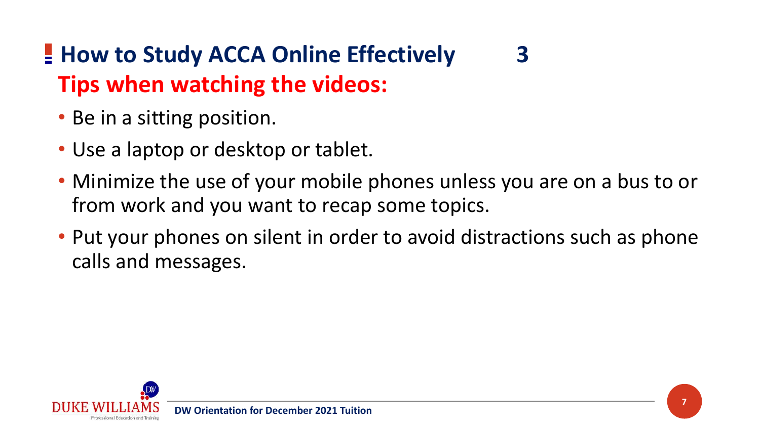# How to Study ACCA Online Effectively 3

## Tips when watching the videos:

- Be in a sitting position.
- Use a laptop or desktop or tablet.
- Minimize the use of your mobile phones unless you are on a bus to or from work and you want to recap some topics.
- Put your phones on silent in order to avoid distractions such as phone calls and messages.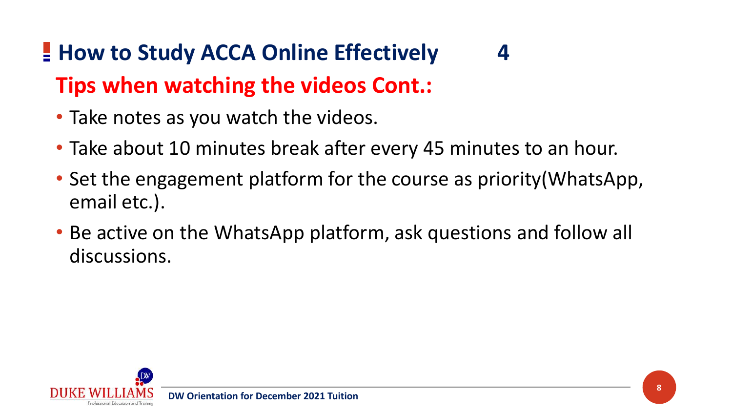## How to Study ACCA Online Effectively 4

### Tips when watching the videos Cont.:

- Take notes as you watch the videos.
- Take about 10 minutes break after every 45 minutes to an hour.
- Set the engagement platform for the course as priority(WhatsApp, email etc.).
- Be active on the WhatsApp platform, ask questions and follow all discussions.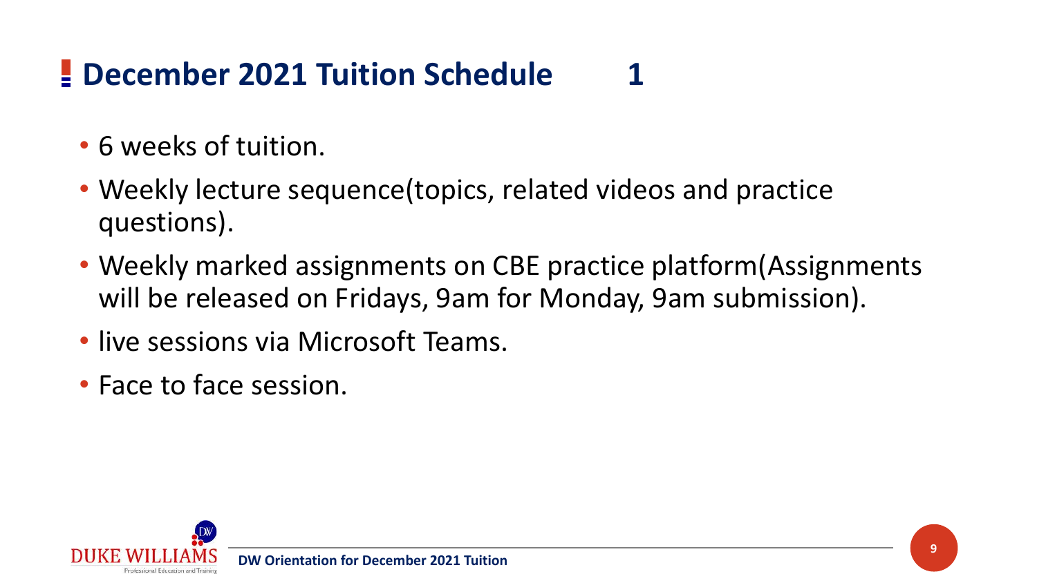# December 2021 Tuition Schedule 1

- 6 weeks of tuition.
- Weekly lecture sequence(topics, related videos and practice questions).
- Weekly marked assignments on CBE practice platform(Assignments will be released on Fridays, 9am for Monday, 9am submission).
- live sessions via Microsoft Teams.
- Face to face session.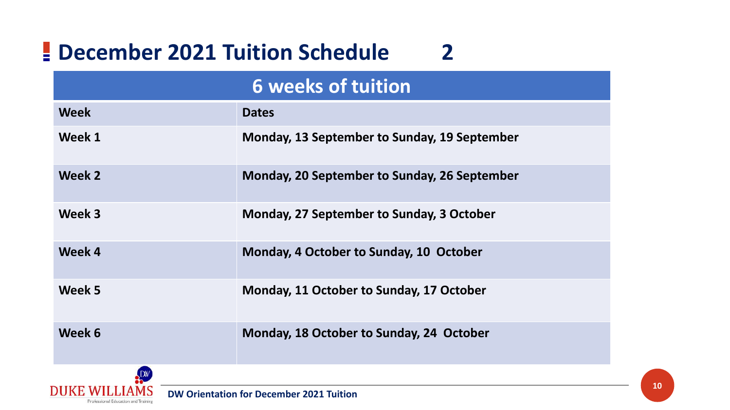# December 2021 Tuition Schedule 2

| 6 weeks of tuition | |
|---|---|
| **Week** | **Dates** |
| **Week 1** | **Monday, 13 September to Sunday, 19 September** |
| **Week 2** | **Monday, 20 September to Sunday, 26 September** |
| **Week 3** | **Monday, 27 September to Sunday, 3 October** |
| **Week 4** | **Monday, 4 October to Sunday, 10 October** |
| **Week 5** | **Monday, 11 October to Sunday, 17 October** |
| **Week 6** | **Monday, 18 October to Sunday, 24 October** |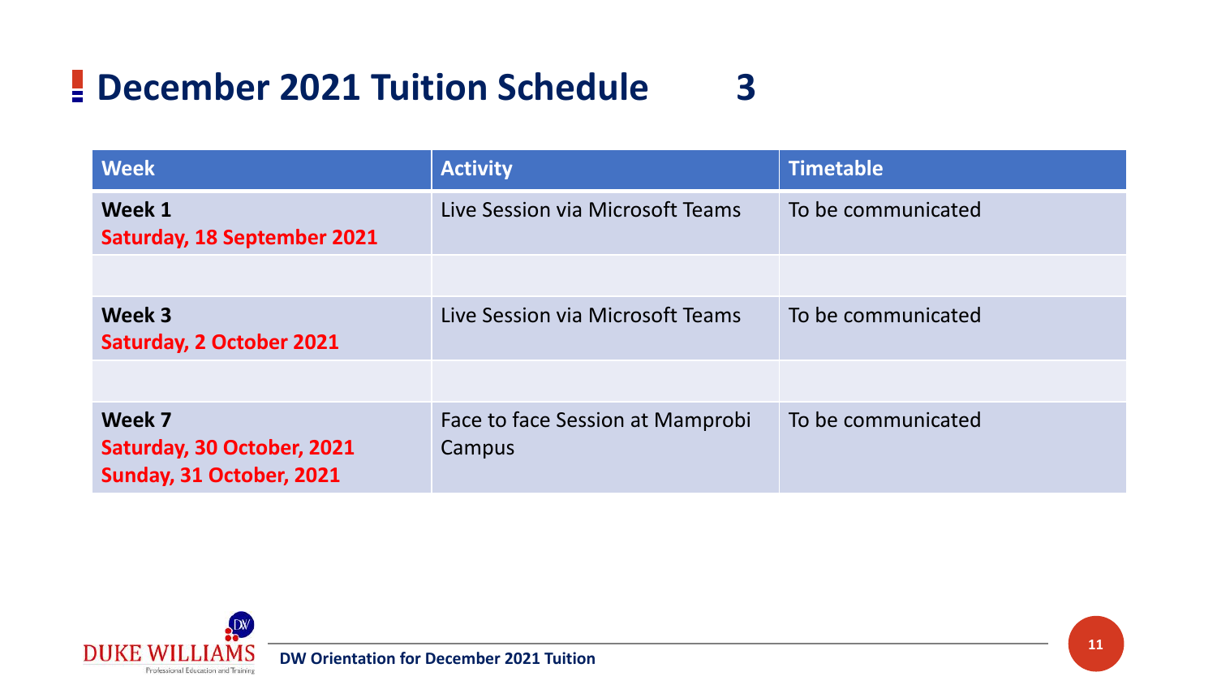## December 2021 Tuition Schedule 3

| Week | Activity | Timetable |
| --- | --- | --- |
| **Week 1**<br>**Saturday, 18 September 2021** | Live Session via Microsoft Teams | To be communicated |
| | | |
| **Week 3**<br>**Saturday, 2 October 2021** | Live Session via Microsoft Teams | To be communicated |
| | | |
| **Week 7**<br>**Saturday, 30 October, 2021**<br>**Sunday, 31 October, 2021** | Face to face Session at Mamprobi Campus | To be communicated |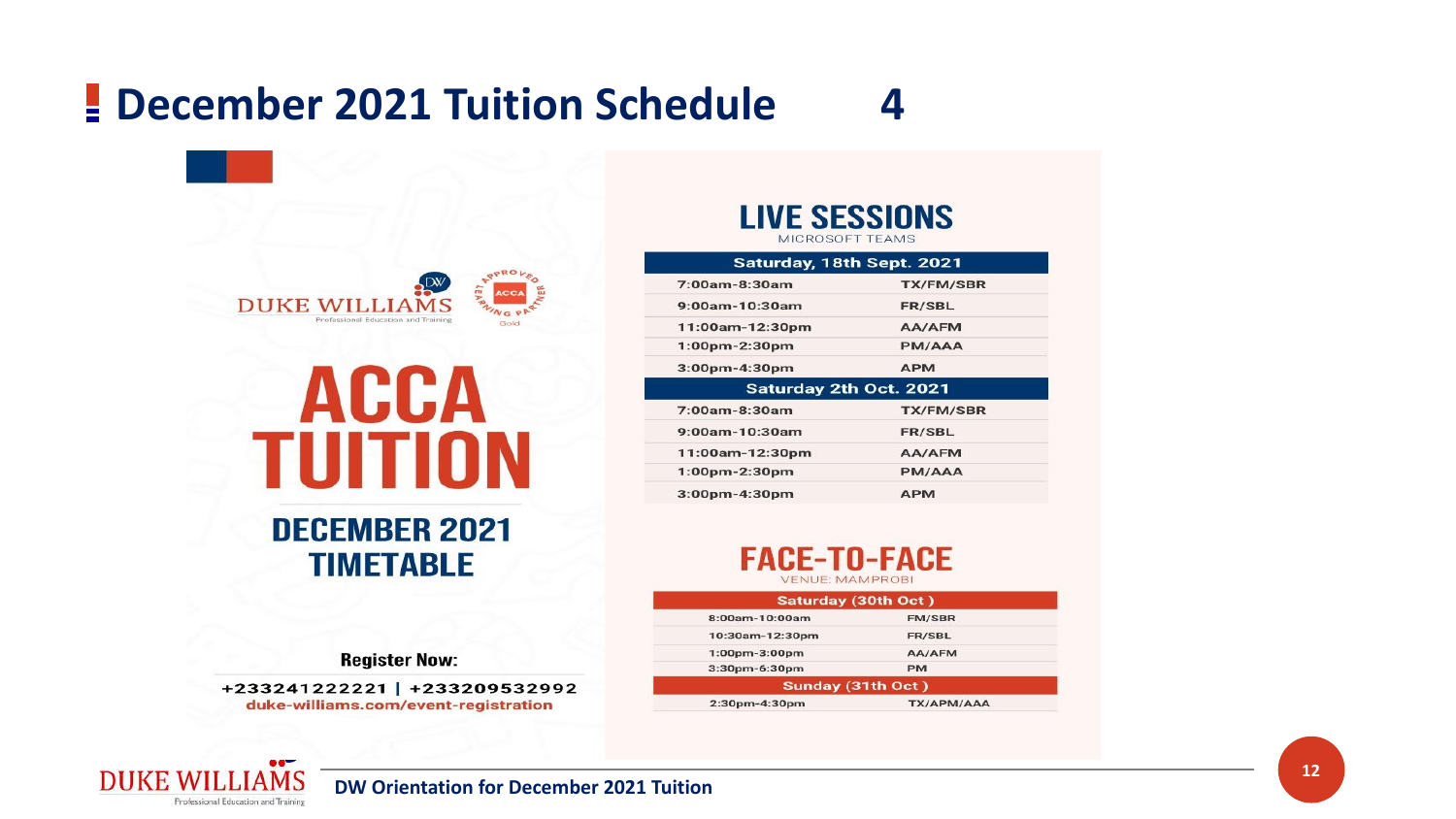# December 2021 Tuition Schedule 4

DUKE WILLIAMS
Professional Education and Training

APPROVED ACCA LEARNING PARTNER
Gold

# ACCA TUITION

## DECEMBER 2021 TIMETABLE

**Register Now:**

+233241222221 | +233209532992
duke-williams.com/event-registration

## LIVE SESSIONS

MICROSOFT TEAMS

| Saturday, 18th Sept. 2021 | |
|---|---|
| 7:00am-8:30am | TX/FM/SBR |
| 9:00am-10:30am | FR/SBL |
| 11:00am-12:30pm | AA/AFM |
| 1:00pm-2:30pm | PM/AAA |
| 3:00pm-4:30pm | APM |
| **Saturday 2th Oct. 2021** | |
| 7:00am-8:30am | TX/FM/SBR |
| 9:00am-10:30am | FR/SBL |
| 11:00am-12:30pm | AA/AFM |
| 1:00pm-2:30pm | PM/AAA |
| 3:00pm-4:30pm | APM |

## FACE-TO-FACE

VENUE: MAMPROBI

| Saturday (30th Oct ) | |
|---|---|
| 8:00am-10:00am | FM/SBR |
| 10:30am-12:30pm | FR/SBL |
| 1:00pm-3:00pm | AA/AFM |
| 3:30pm-6:30pm | PM |
| **Sunday (31th Oct )** | |
| 2:30pm-4:30pm | TX/APM/AAA |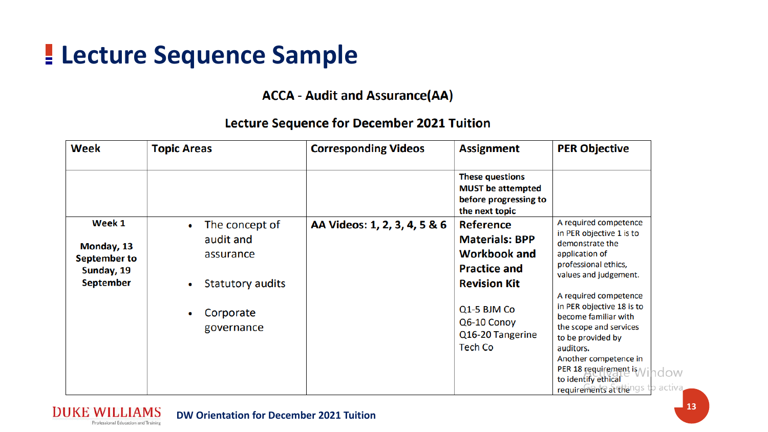# Lecture Sequence Sample

**ACCA - Audit and Assurance(AA)**

**Lecture Sequence for December 2021 Tuition**

| Week | Topic Areas | Corresponding Videos | Assignment | PER Objective |
|---|---|---|---|---|
| | | | **These questions MUST be attempted before progressing to the next topic** | |
| **Week 1**<br><br>**Monday, 13 September to Sunday, 19 September** | • The concept of audit and assurance<br><br>• Statutory audits<br><br>• Corporate governance | **AA Videos: 1, 2, 3, 4, 5 & 6** | **Reference Materials: BPP Workbook and Practice and Revision Kit**<br><br>Q1-5 BJM Co<br>Q6-10 Conoy<br>Q16-20 Tangerine Tech Co | A required competence in PER objective 1 is to demonstrate the application of professional ethics, values and judgement.<br><br>A required competence in PER objective 18 is to become familiar with the scope and services to be provided by auditors.<br>Another competence in PER 18 requirement is to identify ethical requirements at the |

**DW Orientation for December 2021 Tuition**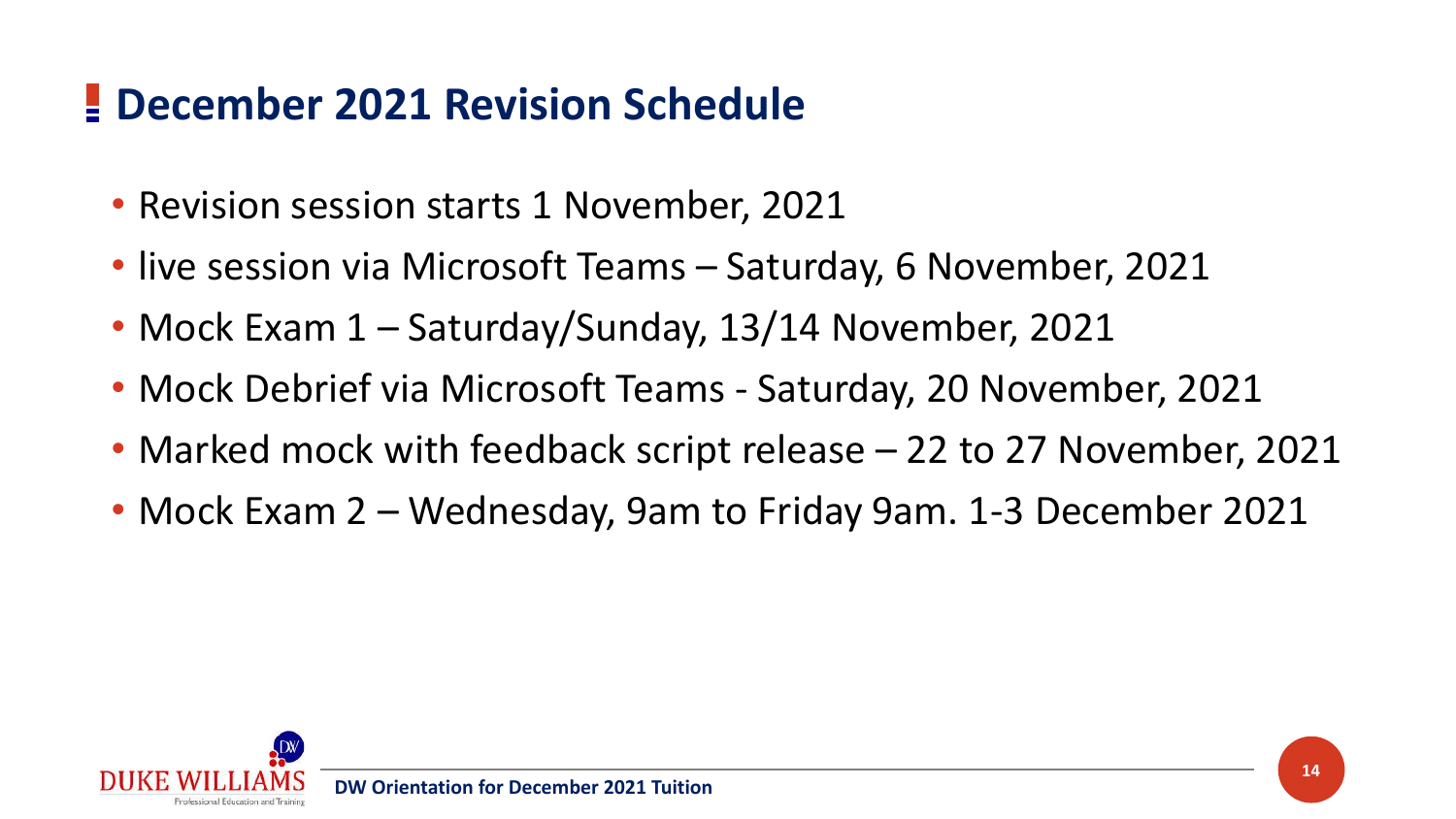# December 2021 Revision Schedule

- Revision session starts 1 November, 2021
- live session via Microsoft Teams – Saturday, 6 November, 2021
- Mock Exam 1 – Saturday/Sunday, 13/14 November, 2021
- Mock Debrief via Microsoft Teams - Saturday, 20 November, 2021
- Marked mock with feedback script release – 22 to 27 November, 2021
- Mock Exam 2 – Wednesday, 9am to Friday 9am. 1-3 December 2021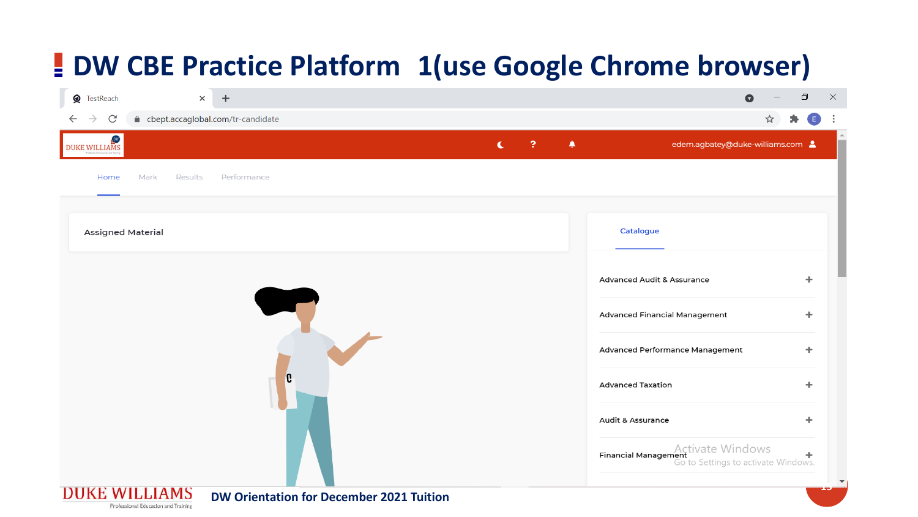# DW CBE Practice Platform 1(use Google Chrome browser)

TestReach

cbept.accaglobal.com/tr-candidate

edem.agbatey@duke-williams.com

Home Mark Results Performance

Assigned Material

Catalogue

- Advanced Audit & Assurance
- Advanced Financial Management
- Advanced Performance Management
- Advanced Taxation
- Audit & Assurance
- Financial Management

DW Orientation for December 2021 Tuition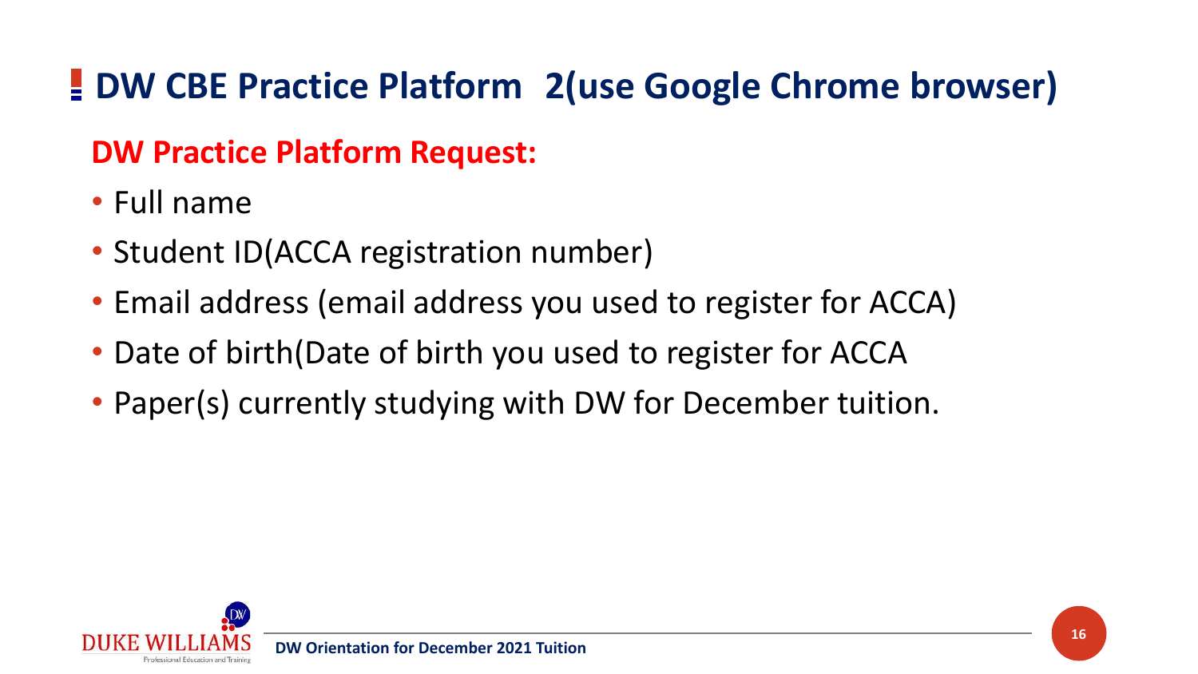# DW CBE Practice Platform 2(use Google Chrome browser)

## DW Practice Platform Request:

- Full name
- Student ID(ACCA registration number)
- Email address (email address you used to register for ACCA)
- Date of birth(Date of birth you used to register for ACCA
- Paper(s) currently studying with DW for December tuition.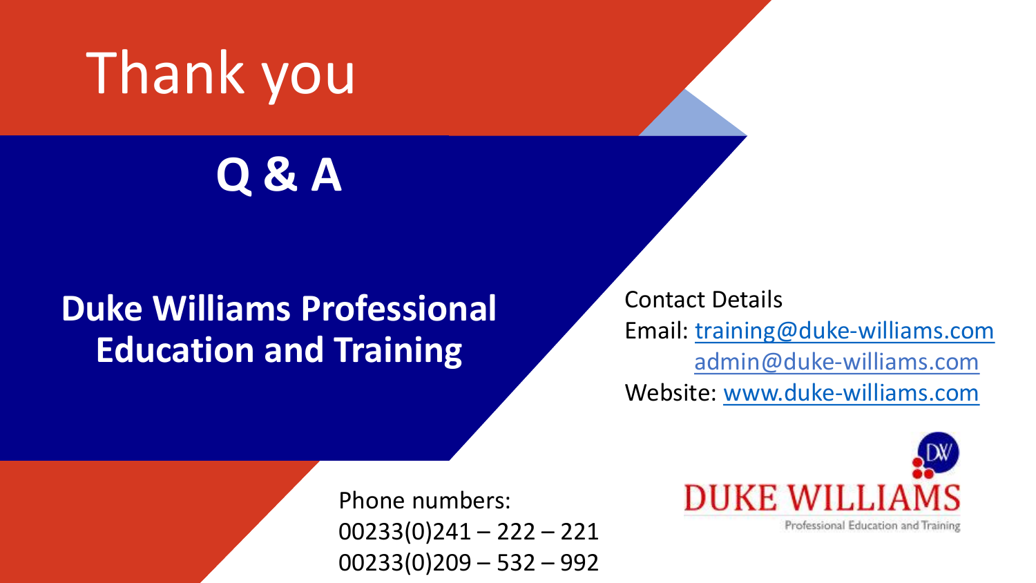# Thank you

## Q & A

**Duke Williams Professional Education and Training**

Contact Details
Email: training@duke-williams.com
admin@duke-williams.com
Website: www.duke-williams.com

Phone numbers:
00233(0)241 – 222 – 221
00233(0)209 – 532 – 992

DUKE WILLIAMS
Professional Education and Training